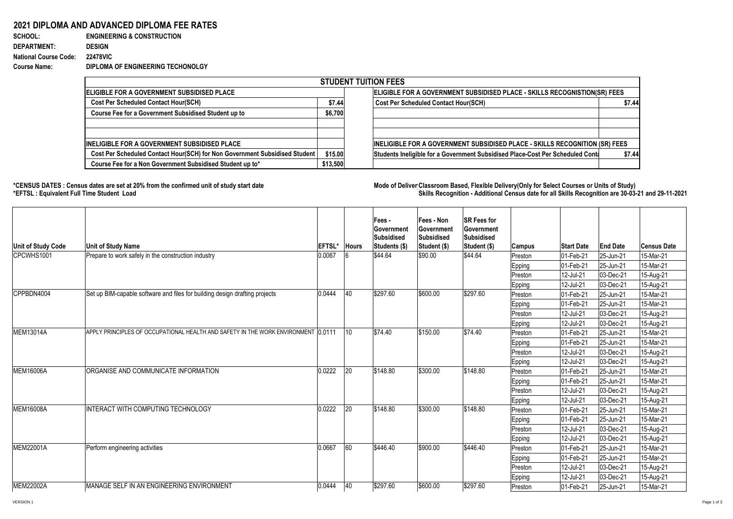# 2021 DIPLOMA AND ADVANCED DIPLOMA FEE RATES

**SCHOOL:** ENGINEERING & CONSTRUCTION
**DEPARTMENT:** DESIGN
**National Course Code:** 22478VIC
**Course Name:** DIPLOMA OF ENGINEERING TECHONOLGY

| STUDENT TUITION FEES | | | |
|---|---|---|---|
| **ELIGIBLE FOR A GOVERNMENT SUBSIDISED PLACE** | | **ELIGIBLE FOR A GOVERNMENT SUBSIDISED PLACE - SKILLS RECOGNISTION(SR) FEES** | |
| Cost Per Scheduled Contact Hour(SCH) | $7.44 | Cost Per Scheduled Contact Hour(SCH) | $7.44 |
| Course Fee for a Government Subsidised Student up to | $6,700 | | |
| | | | |
| | | | |
| **INELIGIBLE FOR A GOVERNMENT SUBSIDISED PLACE** | | **INELIGIBLE FOR A GOVERNMENT SUBSIDISED PLACE - SKILLS RECOGNITION (SR) FEES** | |
| Cost Per Scheduled Contact Hour(SCH) for Non Government Subsidised Student | $15.00 | Students Ineligible for a Government Subsidised Place-Cost Per Scheduled Conta | $7.44 |
| Course Fee for a Non Government Subsidised Student up to* | $13,500 | | |

**\*CENSUS DATES : Census dates are set at 20% from the confirmed unit of study start date**
**\*EFTSL : Equivalent Full Time Student Load**

**Mode of Deliver Classroom Based, Flexible Delivery(Only for Select Courses or Units of Study)**
**Skills Recognition - Additional Census date for all Skills Recognition are 30-03-21 and 29-11-2021**

| Unit of Study Code | Unit of Study Name | EFTSL* | Hours | Fees - Government Subsidised Students ($) | Fees - Non Government Subsidised Student ($) | SR Fees for Government Subsidised Student ($) | Campus | Start Date | End Date | Census Date |
|---|---|---|---|---|---|---|---|---|---|---|
| CPCWHS1001 | Prepare to work safely in the construction industry | 0.0067 | 6 | $44.64 | $90.00 | $44.64 | Preston | 01-Feb-21 | 25-Jun-21 | 15-Mar-21 |
| | | | | | | | Epping | 01-Feb-21 | 25-Jun-21 | 15-Mar-21 |
| | | | | | | | Preston | 12-Jul-21 | 03-Dec-21 | 15-Aug-21 |
| | | | | | | | Epping | 12-Jul-21 | 03-Dec-21 | 15-Aug-21 |
| CPPBDN4004 | Set up BIM-capable software and files for building design drafting projects | 0.0444 | 40 | $297.60 | $600.00 | $297.60 | Preston | 01-Feb-21 | 25-Jun-21 | 15-Mar-21 |
| | | | | | | | Epping | 01-Feb-21 | 25-Jun-21 | 15-Mar-21 |
| | | | | | | | Preston | 12-Jul-21 | 03-Dec-21 | 15-Aug-21 |
| | | | | | | | Epping | 12-Jul-21 | 03-Dec-21 | 15-Aug-21 |
| MEM13014A | APPLY PRINCIPLES OF OCCUPATIONAL HEALTH AND SAFETY IN THE WORK ENVIRONMENT | 0.0111 | 10 | $74.40 | $150.00 | $74.40 | Preston | 01-Feb-21 | 25-Jun-21 | 15-Mar-21 |
| | | | | | | | Epping | 01-Feb-21 | 25-Jun-21 | 15-Mar-21 |
| | | | | | | | Preston | 12-Jul-21 | 03-Dec-21 | 15-Aug-21 |
| | | | | | | | Epping | 12-Jul-21 | 03-Dec-21 | 15-Aug-21 |
| MEM16006A | ORGANISE AND COMMUNICATE INFORMATION | 0.0222 | 20 | $148.80 | $300.00 | $148.80 | Preston | 01-Feb-21 | 25-Jun-21 | 15-Mar-21 |
| | | | | | | | Epping | 01-Feb-21 | 25-Jun-21 | 15-Mar-21 |
| | | | | | | | Preston | 12-Jul-21 | 03-Dec-21 | 15-Aug-21 |
| | | | | | | | Epping | 12-Jul-21 | 03-Dec-21 | 15-Aug-21 |
| MEM16008A | INTERACT WITH COMPUTING TECHNOLOGY | 0.0222 | 20 | $148.80 | $300.00 | $148.80 | Preston | 01-Feb-21 | 25-Jun-21 | 15-Mar-21 |
| | | | | | | | Epping | 01-Feb-21 | 25-Jun-21 | 15-Mar-21 |
| | | | | | | | Preston | 12-Jul-21 | 03-Dec-21 | 15-Aug-21 |
| | | | | | | | Epping | 12-Jul-21 | 03-Dec-21 | 15-Aug-21 |
| MEM22001A | Perform engineering activities | 0.0667 | 60 | $446.40 | $900.00 | $446.40 | Preston | 01-Feb-21 | 25-Jun-21 | 15-Mar-21 |
| | | | | | | | Epping | 01-Feb-21 | 25-Jun-21 | 15-Mar-21 |
| | | | | | | | Preston | 12-Jul-21 | 03-Dec-21 | 15-Aug-21 |
| | | | | | | | Epping | 12-Jul-21 | 03-Dec-21 | 15-Aug-21 |
| MEM22002A | MANAGE SELF IN AN ENGINEERING ENVIRONMENT | 0.0444 | 40 | $297.60 | $600.00 | $297.60 | Preston | 01-Feb-21 | 25-Jun-21 | 15-Mar-21 |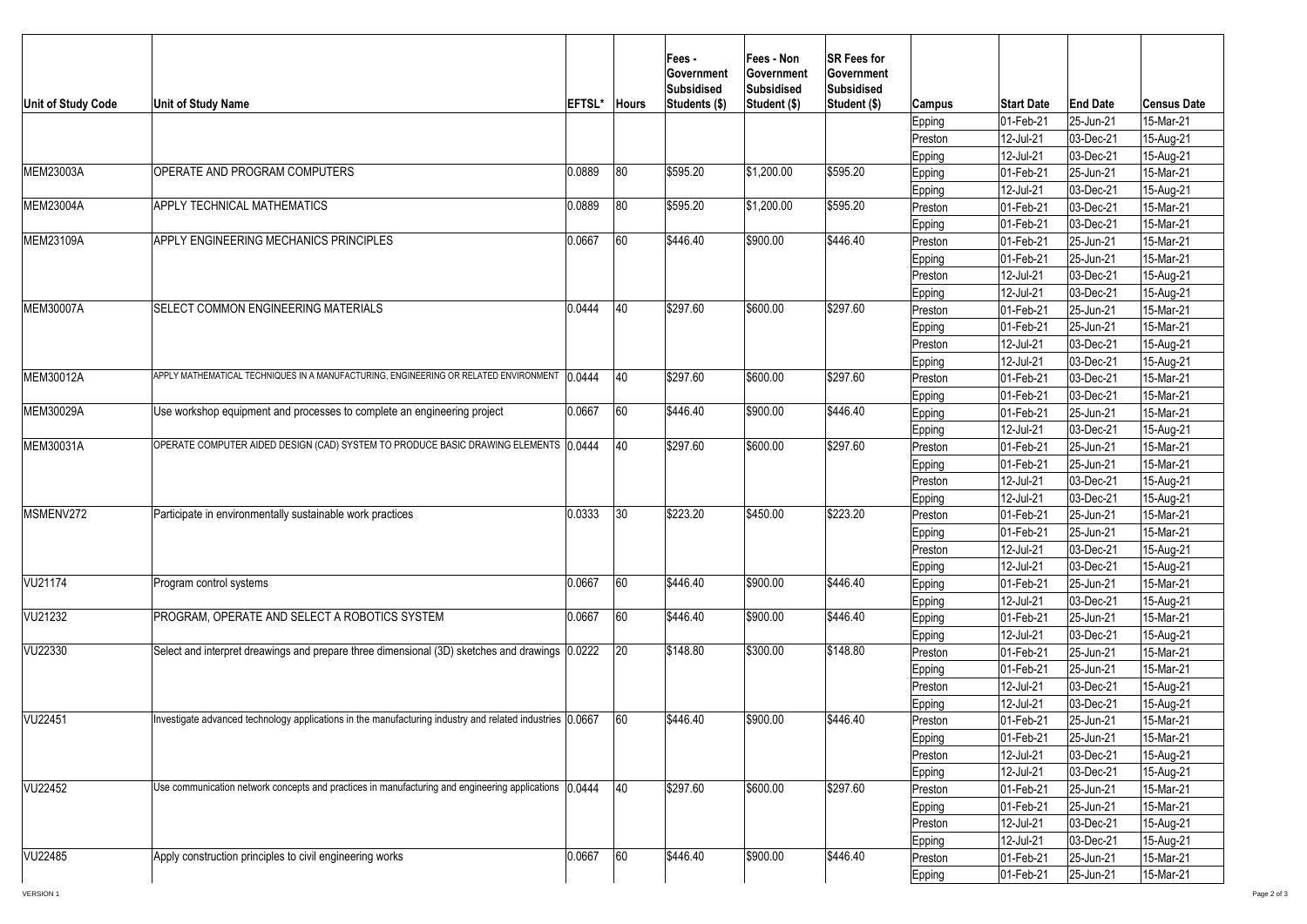| Unit of Study Code | Unit of Study Name | EFTSL* | Hours | Fees - Government Subsidised Students ($) | Fees - Non Government Subsidised Student ($) | SR Fees for Government Subsidised Student ($) | Campus | Start Date | End Date | Census Date |
|---|---|---|---|---|---|---|---|---|---|---|
| | | | | | | | Epping | 01-Feb-21 | 25-Jun-21 | 15-Mar-21 |
| | | | | | | | Preston | 12-Jul-21 | 03-Dec-21 | 15-Aug-21 |
| | | | | | | | Epping | 12-Jul-21 | 03-Dec-21 | 15-Aug-21 |
| MEM23003A | OPERATE AND PROGRAM COMPUTERS | 0.0889 | 80 | $595.20 | $1,200.00 | $595.20 | Epping | 01-Feb-21 | 25-Jun-21 | 15-Mar-21 |
| | | | | | | | Epping | 12-Jul-21 | 03-Dec-21 | 15-Aug-21 |
| MEM23004A | APPLY TECHNICAL MATHEMATICS | 0.0889 | 80 | $595.20 | $1,200.00 | $595.20 | Preston | 01-Feb-21 | 03-Dec-21 | 15-Mar-21 |
| | | | | | | | Epping | 01-Feb-21 | 03-Dec-21 | 15-Mar-21 |
| MEM23109A | APPLY ENGINEERING MECHANICS PRINCIPLES | 0.0667 | 60 | $446.40 | $900.00 | $446.40 | Preston | 01-Feb-21 | 25-Jun-21 | 15-Mar-21 |
| | | | | | | | Epping | 01-Feb-21 | 25-Jun-21 | 15-Mar-21 |
| | | | | | | | Preston | 12-Jul-21 | 03-Dec-21 | 15-Aug-21 |
| | | | | | | | Epping | 12-Jul-21 | 03-Dec-21 | 15-Aug-21 |
| MEM30007A | SELECT COMMON ENGINEERING MATERIALS | 0.0444 | 40 | $297.60 | $600.00 | $297.60 | Preston | 01-Feb-21 | 25-Jun-21 | 15-Mar-21 |
| | | | | | | | Epping | 01-Feb-21 | 25-Jun-21 | 15-Mar-21 |
| | | | | | | | Preston | 12-Jul-21 | 03-Dec-21 | 15-Aug-21 |
| | | | | | | | Epping | 12-Jul-21 | 03-Dec-21 | 15-Aug-21 |
| MEM30012A | APPLY MATHEMATICAL TECHNIQUES IN A MANUFACTURING, ENGINEERING OR RELATED ENVIRONMENT | 0.0444 | 40 | $297.60 | $600.00 | $297.60 | Preston | 01-Feb-21 | 03-Dec-21 | 15-Mar-21 |
| | | | | | | | Epping | 01-Feb-21 | 03-Dec-21 | 15-Mar-21 |
| MEM30029A | Use workshop equipment and processes to complete an engineering project | 0.0667 | 60 | $446.40 | $900.00 | $446.40 | Epping | 01-Feb-21 | 25-Jun-21 | 15-Mar-21 |
| | | | | | | | Epping | 12-Jul-21 | 03-Dec-21 | 15-Aug-21 |
| MEM30031A | OPERATE COMPUTER AIDED DESIGN (CAD) SYSTEM TO PRODUCE BASIC DRAWING ELEMENTS | 0.0444 | 40 | $297.60 | $600.00 | $297.60 | Preston | 01-Feb-21 | 25-Jun-21 | 15-Mar-21 |
| | | | | | | | Epping | 01-Feb-21 | 25-Jun-21 | 15-Mar-21 |
| | | | | | | | Preston | 12-Jul-21 | 03-Dec-21 | 15-Aug-21 |
| | | | | | | | Epping | 12-Jul-21 | 03-Dec-21 | 15-Aug-21 |
| MSMENV272 | Participate in environmentally sustainable work practices | 0.0333 | 30 | $223.20 | $450.00 | $223.20 | Preston | 01-Feb-21 | 25-Jun-21 | 15-Mar-21 |
| | | | | | | | Epping | 01-Feb-21 | 25-Jun-21 | 15-Mar-21 |
| | | | | | | | Preston | 12-Jul-21 | 03-Dec-21 | 15-Aug-21 |
| | | | | | | | Epping | 12-Jul-21 | 03-Dec-21 | 15-Aug-21 |
| VU21174 | Program control systems | 0.0667 | 60 | $446.40 | $900.00 | $446.40 | Epping | 01-Feb-21 | 25-Jun-21 | 15-Mar-21 |
| | | | | | | | Epping | 12-Jul-21 | 03-Dec-21 | 15-Aug-21 |
| VU21232 | PROGRAM, OPERATE AND SELECT A ROBOTICS SYSTEM | 0.0667 | 60 | $446.40 | $900.00 | $446.40 | Epping | 01-Feb-21 | 25-Jun-21 | 15-Mar-21 |
| | | | | | | | Epping | 12-Jul-21 | 03-Dec-21 | 15-Aug-21 |
| VU22330 | Select and interpret dreawings and prepare three dimensional (3D) sketches and drawings | 0.0222 | 20 | $148.80 | $300.00 | $148.80 | Preston | 01-Feb-21 | 25-Jun-21 | 15-Mar-21 |
| | | | | | | | Epping | 01-Feb-21 | 25-Jun-21 | 15-Mar-21 |
| | | | | | | | Preston | 12-Jul-21 | 03-Dec-21 | 15-Aug-21 |
| | | | | | | | Epping | 12-Jul-21 | 03-Dec-21 | 15-Aug-21 |
| VU22451 | Investigate advanced technology applications in the manufacturing industry and related industries | 0.0667 | 60 | $446.40 | $900.00 | $446.40 | Preston | 01-Feb-21 | 25-Jun-21 | 15-Mar-21 |
| | | | | | | | Epping | 01-Feb-21 | 25-Jun-21 | 15-Mar-21 |
| | | | | | | | Preston | 12-Jul-21 | 03-Dec-21 | 15-Aug-21 |
| | | | | | | | Epping | 12-Jul-21 | 03-Dec-21 | 15-Aug-21 |
| VU22452 | Use communication network concepts and practices in manufacturing and engineering applications | 0.0444 | 40 | $297.60 | $600.00 | $297.60 | Preston | 01-Feb-21 | 25-Jun-21 | 15-Mar-21 |
| | | | | | | | Epping | 01-Feb-21 | 25-Jun-21 | 15-Mar-21 |
| | | | | | | | Preston | 12-Jul-21 | 03-Dec-21 | 15-Aug-21 |
| | | | | | | | Epping | 12-Jul-21 | 03-Dec-21 | 15-Aug-21 |
| VU22485 | Apply construction principles to civil engineering works | 0.0667 | 60 | $446.40 | $900.00 | $446.40 | Preston | 01-Feb-21 | 25-Jun-21 | 15-Mar-21 |
| | | | | | | | Epping | 01-Feb-21 | 25-Jun-21 | 15-Mar-21 |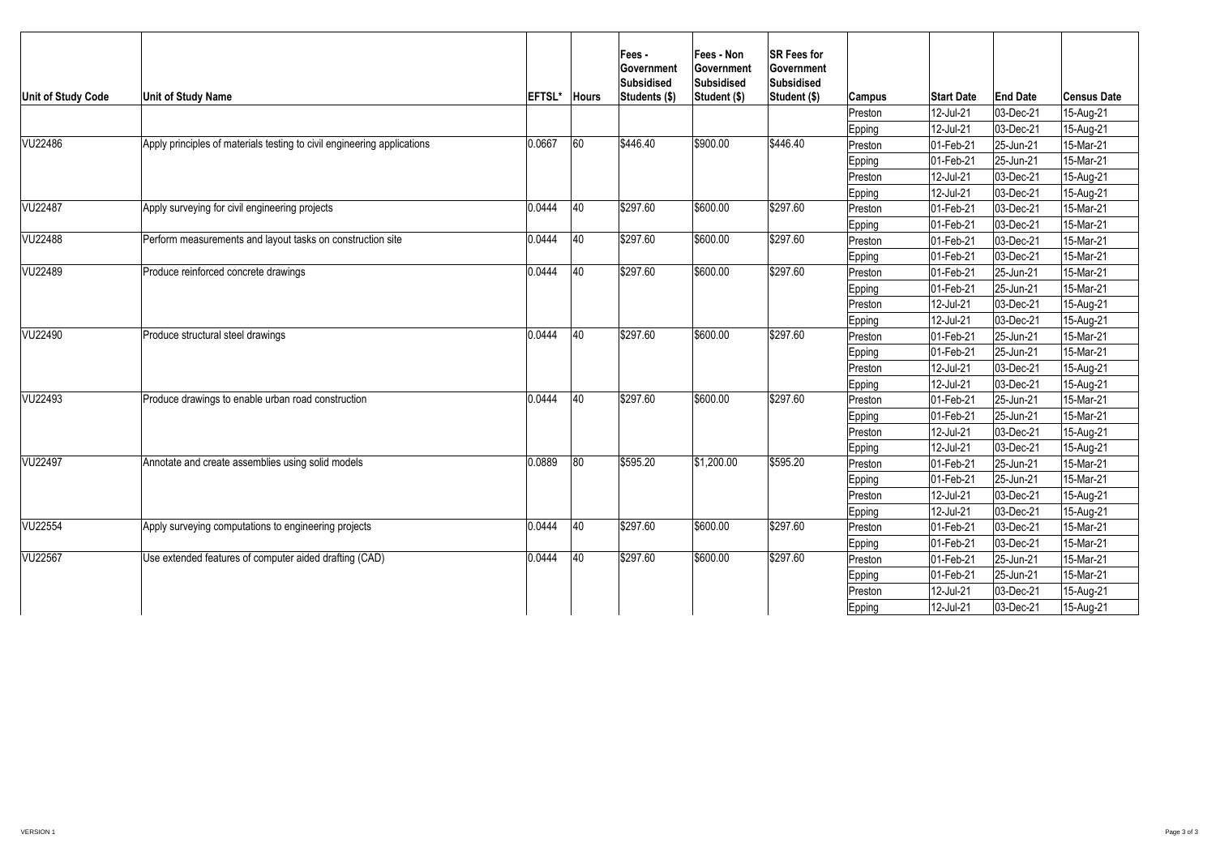| Unit of Study Code | Unit of Study Name | EFTSL* | Hours | Fees - Government Subsidised Students ($) | Fees - Non Government Subsidised Student ($) | SR Fees for Government Subsidised Student ($) | Campus | Start Date | End Date | Census Date |
|---|---|---|---|---|---|---|---|---|---|---|
| | | | | | | | Preston | 12-Jul-21 | 03-Dec-21 | 15-Aug-21 |
| | | | | | | | Epping | 12-Jul-21 | 03-Dec-21 | 15-Aug-21 |
| VU22486 | Apply principles of materials testing to civil engineering applications | 0.0667 | 60 | $446.40 | $900.00 | $446.40 | Preston | 01-Feb-21 | 25-Jun-21 | 15-Mar-21 |
| | | | | | | | Epping | 01-Feb-21 | 25-Jun-21 | 15-Mar-21 |
| | | | | | | | Preston | 12-Jul-21 | 03-Dec-21 | 15-Aug-21 |
| | | | | | | | Epping | 12-Jul-21 | 03-Dec-21 | 15-Aug-21 |
| VU22487 | Apply surveying for civil engineering projects | 0.0444 | 40 | $297.60 | $600.00 | $297.60 | Preston | 01-Feb-21 | 03-Dec-21 | 15-Mar-21 |
| | | | | | | | Epping | 01-Feb-21 | 03-Dec-21 | 15-Mar-21 |
| VU22488 | Perform measurements and layout tasks on construction site | 0.0444 | 40 | $297.60 | $600.00 | $297.60 | Preston | 01-Feb-21 | 03-Dec-21 | 15-Mar-21 |
| | | | | | | | Epping | 01-Feb-21 | 03-Dec-21 | 15-Mar-21 |
| VU22489 | Produce reinforced concrete drawings | 0.0444 | 40 | $297.60 | $600.00 | $297.60 | Preston | 01-Feb-21 | 25-Jun-21 | 15-Mar-21 |
| | | | | | | | Epping | 01-Feb-21 | 25-Jun-21 | 15-Mar-21 |
| | | | | | | | Preston | 12-Jul-21 | 03-Dec-21 | 15-Aug-21 |
| | | | | | | | Epping | 12-Jul-21 | 03-Dec-21 | 15-Aug-21 |
| VU22490 | Produce structural steel drawings | 0.0444 | 40 | $297.60 | $600.00 | $297.60 | Preston | 01-Feb-21 | 25-Jun-21 | 15-Mar-21 |
| | | | | | | | Epping | 01-Feb-21 | 25-Jun-21 | 15-Mar-21 |
| | | | | | | | Preston | 12-Jul-21 | 03-Dec-21 | 15-Aug-21 |
| | | | | | | | Epping | 12-Jul-21 | 03-Dec-21 | 15-Aug-21 |
| VU22493 | Produce drawings to enable urban road construction | 0.0444 | 40 | $297.60 | $600.00 | $297.60 | Preston | 01-Feb-21 | 25-Jun-21 | 15-Mar-21 |
| | | | | | | | Epping | 01-Feb-21 | 25-Jun-21 | 15-Mar-21 |
| | | | | | | | Preston | 12-Jul-21 | 03-Dec-21 | 15-Aug-21 |
| | | | | | | | Epping | 12-Jul-21 | 03-Dec-21 | 15-Aug-21 |
| VU22497 | Annotate and create assemblies using solid models | 0.0889 | 80 | $595.20 | $1,200.00 | $595.20 | Preston | 01-Feb-21 | 25-Jun-21 | 15-Mar-21 |
| | | | | | | | Epping | 01-Feb-21 | 25-Jun-21 | 15-Mar-21 |
| | | | | | | | Preston | 12-Jul-21 | 03-Dec-21 | 15-Aug-21 |
| | | | | | | | Epping | 12-Jul-21 | 03-Dec-21 | 15-Aug-21 |
| VU22554 | Apply surveying computations to engineering projects | 0.0444 | 40 | $297.60 | $600.00 | $297.60 | Preston | 01-Feb-21 | 03-Dec-21 | 15-Mar-21 |
| | | | | | | | Epping | 01-Feb-21 | 03-Dec-21 | 15-Mar-21 |
| VU22567 | Use extended features of computer aided drafting (CAD) | 0.0444 | 40 | $297.60 | $600.00 | $297.60 | Preston | 01-Feb-21 | 25-Jun-21 | 15-Mar-21 |
| | | | | | | | Epping | 01-Feb-21 | 25-Jun-21 | 15-Mar-21 |
| | | | | | | | Preston | 12-Jul-21 | 03-Dec-21 | 15-Aug-21 |
| | | | | | | | Epping | 12-Jul-21 | 03-Dec-21 | 15-Aug-21 |

VERSION 1